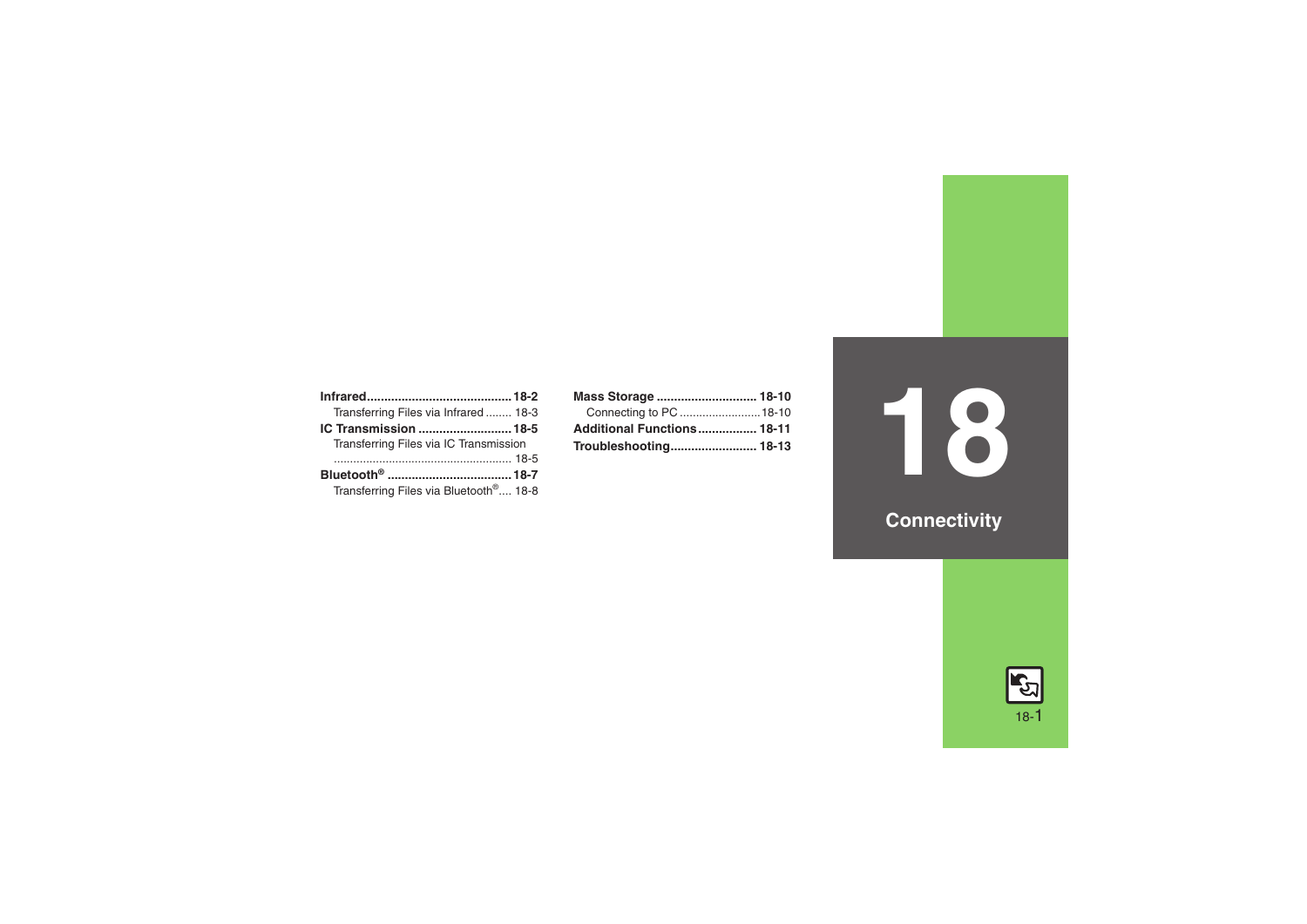# 18 Connectivity

**Infrared** .......................................... **18-2**

Transferring Files via Infrared ........ 18-3

**IC Transmission** ........................... **18-5**

Transferring Files via IC Transmission ....................................................... 18-5

**Bluetooth®** .................................... **18-7**

Transferring Files via Bluetooth®.... 18-8

**Mass Storage** ............................ **18-10**

Connecting to PC ......................... 18-10

**Additional Functions** ................. **18-11**

**Troubleshooting** ......................... **18-13**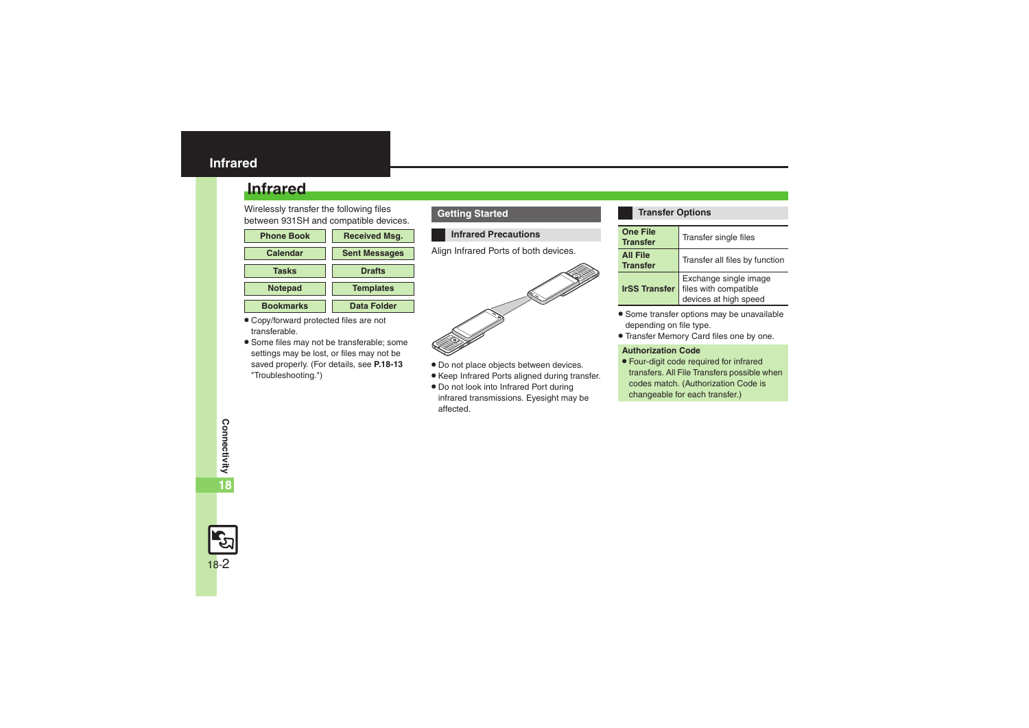# Infrared

Wirelessly transfer the following files between 931SH and compatible devices.

| | |
|---|---|
| Phone Book | Received Msg. |
| Calendar | Sent Messages |
| Tasks | Drafts |
| Notepad | Templates |
| Bookmarks | Data Folder |

- Copy/forward protected files are not transferable.
- Some files may not be transferable; some settings may be lost, or files may not be saved properly. (For details, see **P.18-13** "Troubleshooting.")

## Getting Started

### Infrared Precautions

Align Infrared Ports of both devices.

- Do not place objects between devices.
- Keep Infrared Ports aligned during transfer.
- Do not look into Infrared Port during infrared transmissions. Eyesight may be affected.

### Transfer Options

| | |
|---|---|
| **One File Transfer** | Transfer single files |
| **All File Transfer** | Transfer all files by function |
| **IrSS Transfer** | Exchange single image files with compatible devices at high speed |

- Some transfer options may be unavailable depending on file type.
- Transfer Memory Card files one by one.

**Authorization Code**

- Four-digit code required for infrared transfers. All File Transfers possible when codes match. (Authorization Code is changeable for each transfer.)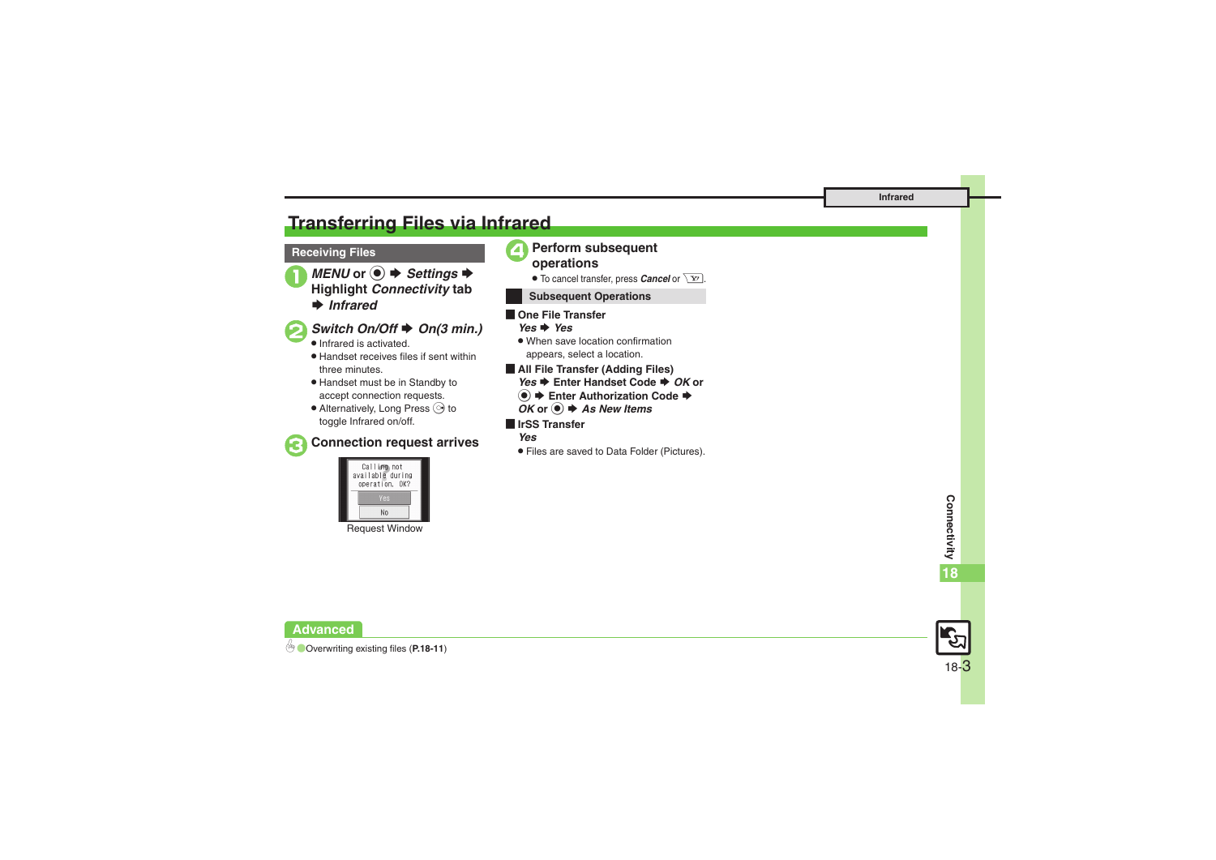# Transferring Files via Infrared

## Receiving Files

**1** *MENU* or ◉ ➡ *Settings* ➡ Highlight *Connectivity* tab ➡ *Infrared*

**2** *Switch On/Off* ➡ *On(3 min.)*

- Infrared is activated.
- Handset receives files if sent within three minutes.
- Handset must be in Standby to accept connection requests.
- Alternatively, Long Press to toggle Infrared on/off.

**3** Connection request arrives

```
Calling not
available during
operation. OK?
Yes
No
```

Request Window

**4** Perform subsequent operations

- To cancel transfer, press *Cancel* or .

### Subsequent Operations

**One File Transfer**

*Yes* ➡ *Yes*

- When save location confirmation appears, select a location.

**All File Transfer (Adding Files)**

*Yes* ➡ Enter Handset Code ➡ *OK* or ◉ ➡ Enter Authorization Code ➡ *OK* or ◉ ➡ *As New Items*

**IrSS Transfer**

*Yes*

- Files are saved to Data Folder (Pictures).

## Advanced

Overwriting existing files (**P.18-11**)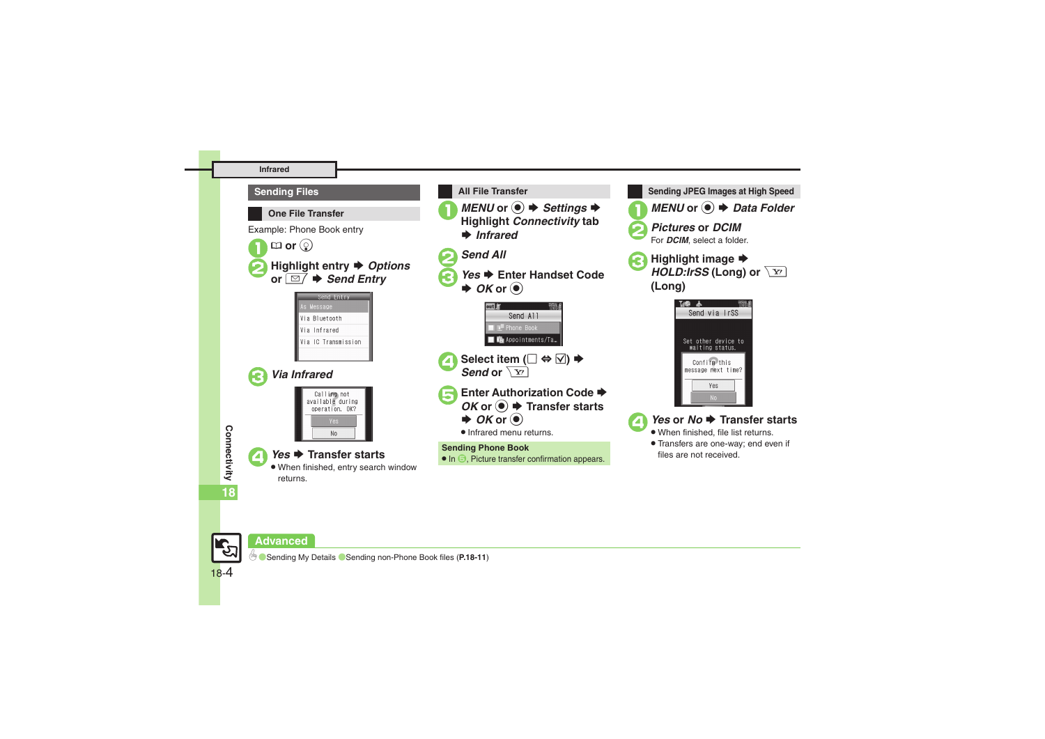## Infrared

### Sending Files

#### One File Transfer

Example: Phone Book entry

1. 📖 or 💡
2. Highlight entry ➡ *Options* or ✉ ➡ *Send Entry*
3. *Via Infrared*
4. *Yes* ➡ Transfer starts
   - When finished, entry search window returns.

#### All File Transfer

1. *MENU* or ◉ ➡ *Settings* ➡ Highlight *Connectivity* tab ➡ *Infrared*
2. *Send All*
3. *Yes* ➡ Enter Handset Code ➡ *OK* or ◉
4. Select item (☐ ⇔ ☑) ➡ *Send* or Y!
5. Enter Authorization Code ➡ *OK* or ◉ ➡ Transfer starts ➡ *OK* or ◉
   - Infrared menu returns.

**Sending Phone Book**
- In 5, Picture transfer confirmation appears.

#### Sending JPEG Images at High Speed

1. *MENU* or ◉ ➡ *Data Folder*
2. *Pictures* or *DCIM*
   For *DCIM*, select a folder.
3. Highlight image ➡ *HOLD:IrSS* (Long) or Y! (Long)
4. *Yes* or *No* ➡ Transfer starts
   - When finished, file list returns.
   - Transfers are one-way; end even if files are not received.

### Advanced

Sending My Details ● Sending non-Phone Book files (**P.18-11**)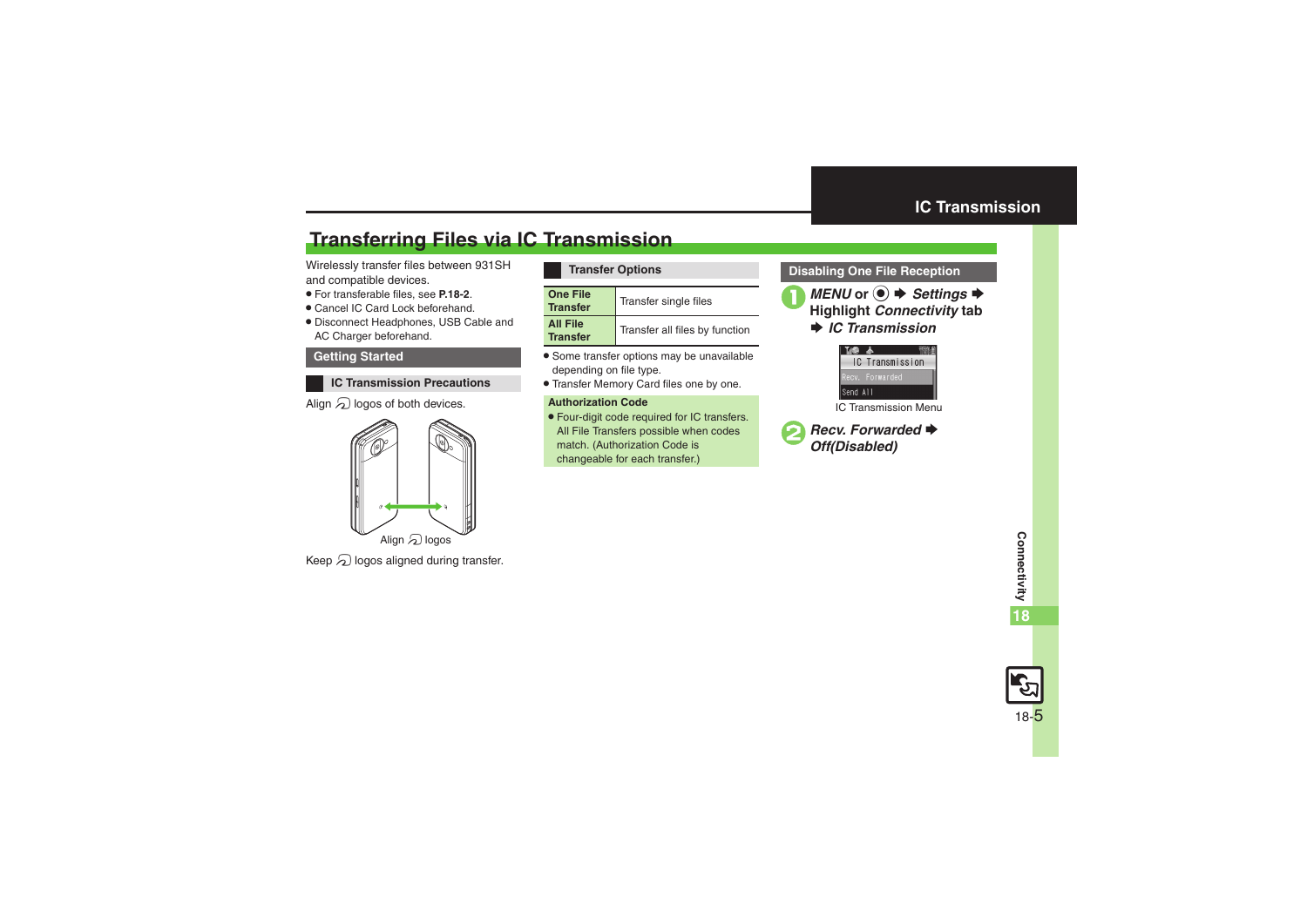# Transferring Files via IC Transmission

Wirelessly transfer files between 931SH and compatible devices.

- For transferable files, see **P.18-2**.
- Cancel IC Card Lock beforehand.
- Disconnect Headphones, USB Cable and AC Charger beforehand.

## Getting Started

### IC Transmission Precautions

Align logos of both devices.

Align logos

Keep logos aligned during transfer.

### Transfer Options

| | |
|---|---|
| **One File Transfer** | Transfer single files |
| **All File Transfer** | Transfer all files by function |

- Some transfer options may be unavailable depending on file type.
- Transfer Memory Card files one by one.

**Authorization Code**

- Four-digit code required for IC transfers. All File Transfers possible when codes match. (Authorization Code is changeable for each transfer.)

## Disabling One File Reception

1. ***MENU*** **or** ● ➡ ***Settings*** ➡ **Highlight** ***Connectivity*** **tab** ➡ ***IC Transmission***

   IC Transmission Menu

2. ***Recv. Forwarded*** ➡ ***Off(Disabled)***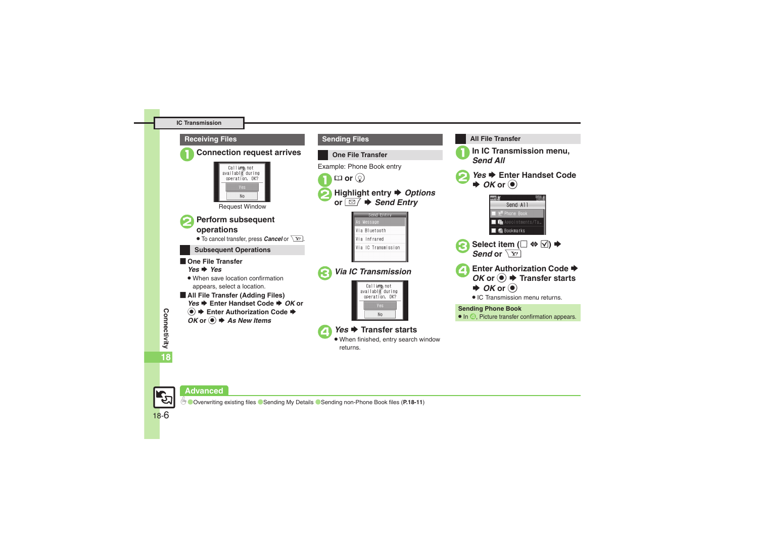## IC Transmission

### Receiving Files

**1** Connection request arrives

Calling not available during operation. OK?
Yes
No

Request Window

**2** Perform subsequent operations

- To cancel transfer, press *Cancel* or [Y!].

#### Subsequent Operations

**One File Transfer**

*Yes* ➡ *Yes*

- When save location confirmation appears, select a location.

**All File Transfer (Adding Files)**

*Yes* ➡ Enter Handset Code ➡ *OK* or ● ➡ Enter Authorization Code ➡ *OK* or ● ➡ *As New Items*

### Sending Files

#### One File Transfer

Example: Phone Book entry

**1** 📖 or ◎

**2** Highlight entry ➡ *Options* or [✉] ➡ *Send Entry*

Send Entry
As Message
Via Bluetooth
Via Infrared
Via IC Transmission

**3** *Via IC Transmission*

Calling not available during operation. OK?
Yes
No

**4** *Yes* ➡ Transfer starts

- When finished, entry search window returns.

#### All File Transfer

**1** In IC Transmission menu, *Send All*

**2** *Yes* ➡ Enter Handset Code ➡ *OK* or ●

Send All
Phone Book
Appointments/Ta…
Bookmarks

**3** Select item (☐ ⇔ ☑) ➡ *Send* or [Y!]

**4** Enter Authorization Code ➡ *OK* or ● ➡ Transfer starts ➡ *OK* or ●

- IC Transmission menu returns.

**Sending Phone Book**

- In **4**, Picture transfer confirmation appears.

Connectivity 18

### Advanced

● Overwriting existing files ● Sending My Details ● Sending non-Phone Book files (**P.18-11**)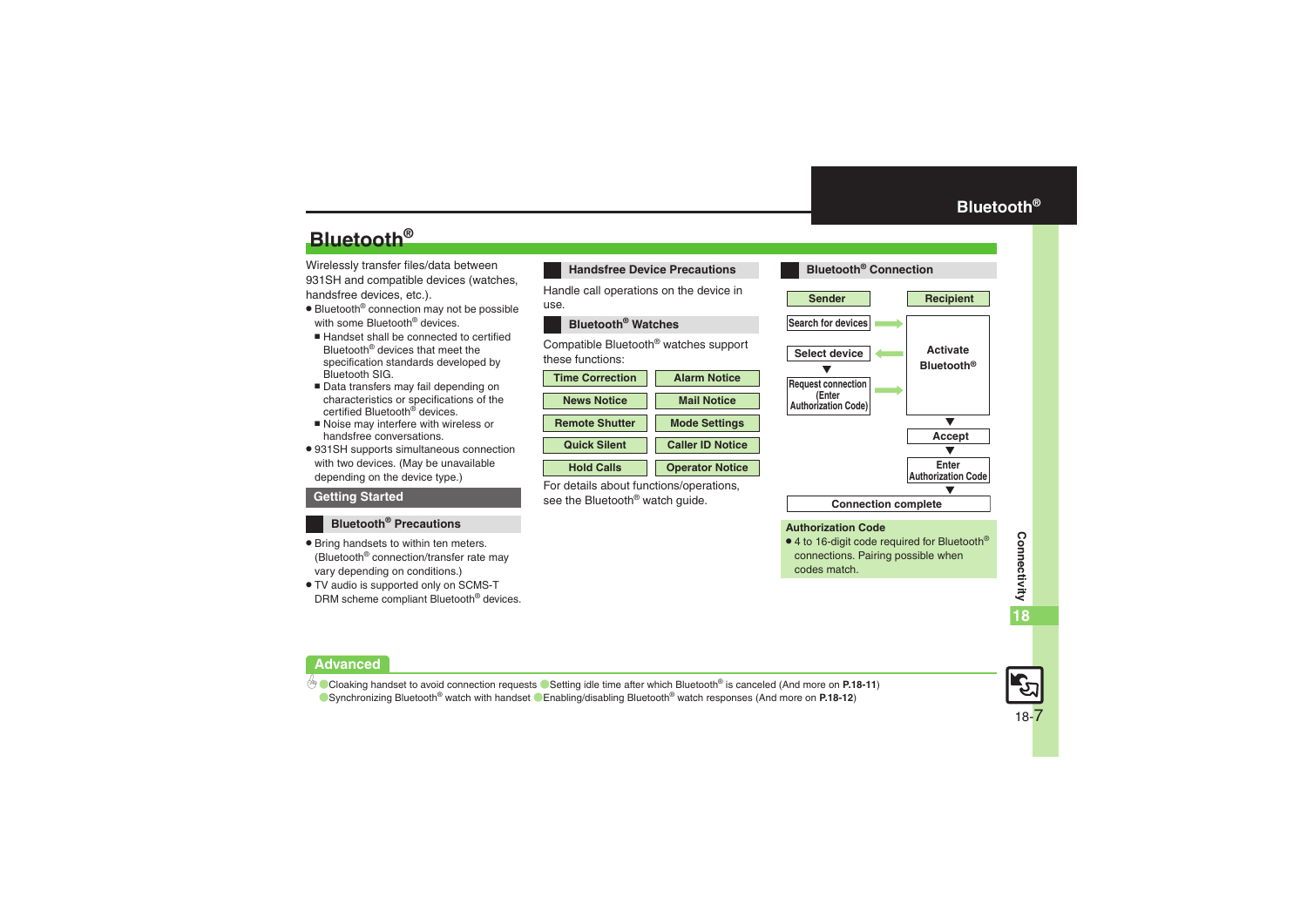# Bluetooth®

Wirelessly transfer files/data between 931SH and compatible devices (watches, handsfree devices, etc.).

- Bluetooth® connection may not be possible with some Bluetooth® devices.
  - Handset shall be connected to certified Bluetooth® devices that meet the specification standards developed by Bluetooth SIG.
  - Data transfers may fail depending on characteristics or specifications of the certified Bluetooth® devices.
  - Noise may interfere with wireless or handsfree conversations.
- 931SH supports simultaneous connection with two devices. (May be unavailable depending on the device type.)

## Getting Started

### Bluetooth® Precautions

- Bring handsets to within ten meters. (Bluetooth® connection/transfer rate may vary depending on conditions.)
- TV audio is supported only on SCMS-T DRM scheme compliant Bluetooth® devices.

### Handsfree Device Precautions

Handle call operations on the device in use.

### Bluetooth® Watches

Compatible Bluetooth® watches support these functions:

| | |
|---|---|
| Time Correction | Alarm Notice |
| News Notice | Mail Notice |
| Remote Shutter | Mode Settings |
| Quick Silent | Caller ID Notice |
| Hold Calls | Operator Notice |

For details about functions/operations, see the Bluetooth® watch guide.

### Bluetooth® Connection

| Sender | | Recipient |
|---|---|---|
| Search for devices | → | Activate Bluetooth® |
| Select device ▼ | ← | |
| Request connection (Enter Authorization Code) | → | |
| | | ▼ Accept |
| | | ▼ Enter Authorization Code |
| | | ▼ |
| Connection complete | | |

**Authorization Code**

- 4 to 16-digit code required for Bluetooth® connections. Pairing possible when codes match.

## Advanced

- Cloaking handset to avoid connection requests
- Setting idle time after which Bluetooth® is canceled (And more on **P.18-11**)
- Synchronizing Bluetooth® watch with handset
- Enabling/disabling Bluetooth® watch responses (And more on **P.18-12**)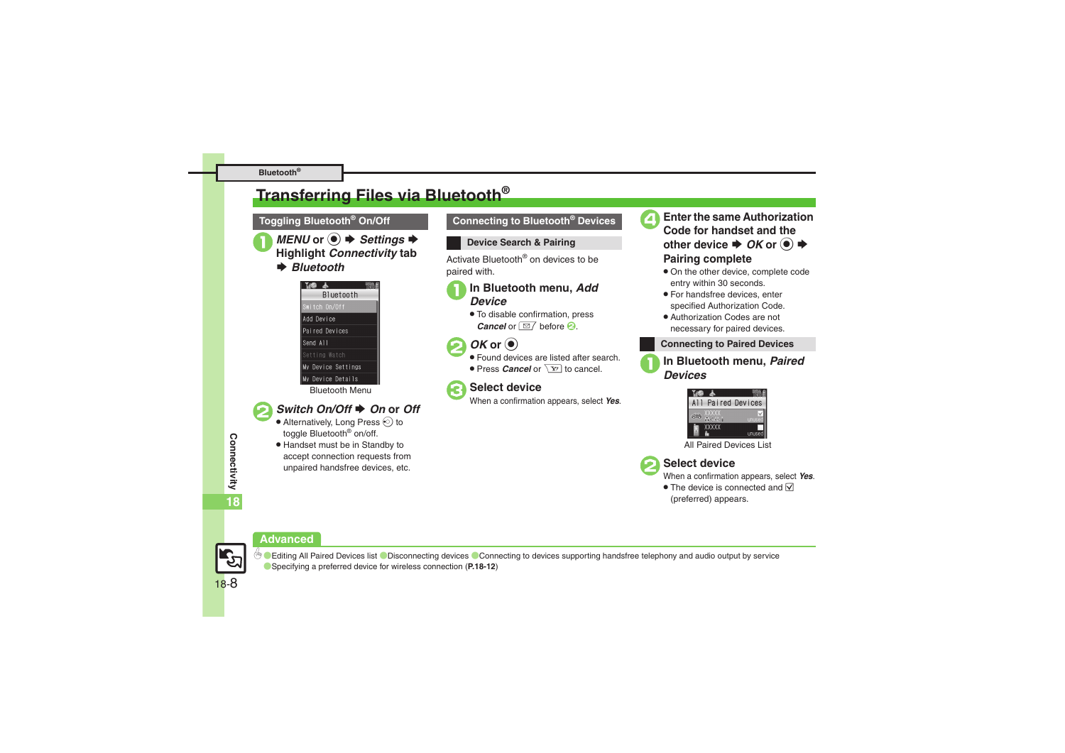# Transferring Files via Bluetooth®

## Toggling Bluetooth® On/Off

**1** ***MENU*** **or ● ➡ *Settings* ➡ Highlight *Connectivity* tab ➡ *Bluetooth***

Bluetooth Menu

**2** ***Switch On/Off*** **➡ *On* or *Off***

- Alternatively, Long Press ☉ to toggle Bluetooth® on/off.
- Handset must be in Standby to accept connection requests from unpaired handsfree devices, etc.

## Connecting to Bluetooth® Devices

### Device Search & Pairing

Activate Bluetooth® on devices to be paired with.

**1** **In Bluetooth menu, *Add Device***

- To disable confirmation, press ***Cancel*** or ✉ before **2**.

**2** ***OK*** **or ●**

- Found devices are listed after search.
- Press ***Cancel*** or Y! to cancel.

**3** **Select device**

When a confirmation appears, select ***Yes***.

**4** **Enter the same Authorization Code for handset and the other device ➡ *OK* or ● ➡ Pairing complete**

- On the other device, complete code entry within 30 seconds.
- For handsfree devices, enter specified Authorization Code.
- Authorization Codes are not necessary for paired devices.

### Connecting to Paired Devices

**1** **In Bluetooth menu, *Paired Devices***

All Paired Devices List

**2** **Select device**

When a confirmation appears, select ***Yes***.

- The device is connected and ☑ (preferred) appears.

## Advanced

●Editing All Paired Devices list ●Disconnecting devices ●Connecting to devices supporting handsfree telephony and audio output by service ●Specifying a preferred device for wireless connection (**P.18-12**)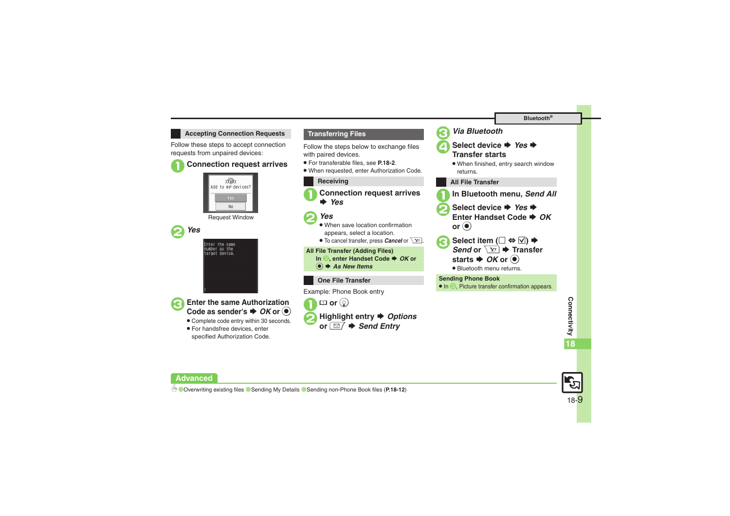## Accepting Connection Requests

Follow these steps to accept connection requests from unpaired devices:

1. **Connection request arrives**

   Request Window

2. ***Yes***

3. **Enter the same Authorization Code as sender's ➡ *OK* or ◉**
   - Complete code entry within 30 seconds.
   - For handsfree devices, enter specified Authorization Code.

## Transferring Files

Follow the steps below to exchange files with paired devices.

- For transferable files, see **P.18-2**.
- When requested, enter Authorization Code.

### Receiving

1. **Connection request arrives ➡ *Yes***
2. ***Yes***
   - When save location confirmation appears, select a location.
   - To cancel transfer, press ***Cancel*** or Y!.

**All File Transfer (Adding Files)**
**In 2, enter Handset Code ➡ *OK* or ◉ ➡ *As New Items***

### One File Transfer

Example: Phone Book entry

1. **📖 or ◎**
2. **Highlight entry ➡ *Options* or ✉ ➡ *Send Entry***
3. ***Via Bluetooth***
4. **Select device ➡ *Yes* ➡ Transfer starts**
   - When finished, entry search window returns.

### All File Transfer

1. **In Bluetooth menu, *Send All***
2. **Select device ➡ *Yes* ➡ Enter Handset Code ➡ *OK* or ◉**
3. **Select item (☐ ⇔ ☑) ➡ *Send* or Y! ➡ Transfer starts ➡ *OK* or ◉**
   - Bluetooth menu returns.

**Sending Phone Book**
- In 3, Picture transfer confirmation appears.

**Advanced**

Overwriting existing files / Sending My Details / Sending non-Phone Book files (**P.18-12**)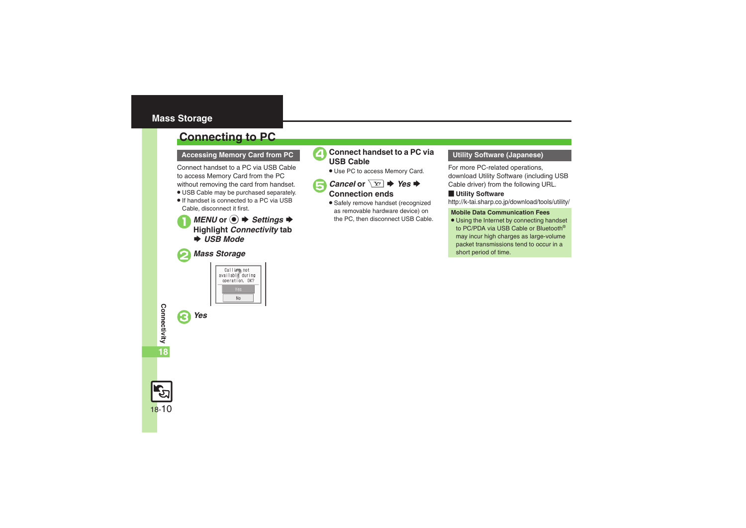## Mass Storage

# Connecting to PC

### Accessing Memory Card from PC

Connect handset to a PC via USB Cable to access Memory Card from the PC without removing the card from handset.

- USB Cable may be purchased separately.
- If handset is connected to a PC via USB Cable, disconnect it first.

1. *MENU* or ◉ ➡ *Settings* ➡ Highlight *Connectivity* tab ➡ *USB Mode*
2. *Mass Storage*
3. *Yes*
4. Connect handset to a PC via USB Cable
   - Use PC to access Memory Card.
5. *Cancel* or Y! ➡ *Yes* ➡ Connection ends
   - Safely remove handset (recognized as removable hardware device) on the PC, then disconnect USB Cable.

### Utility Software (Japanese)

For more PC-related operations, download Utility Software (including USB Cable driver) from the following URL.

**■ Utility Software**

http://k-tai.sharp.co.jp/download/tools/utility/

**Mobile Data Communication Fees**

- Using the Internet by connecting handset to PC/PDA via USB Cable or Bluetooth® may incur high charges as large-volume packet transmissions tend to occur in a short period of time.

Connectivity 18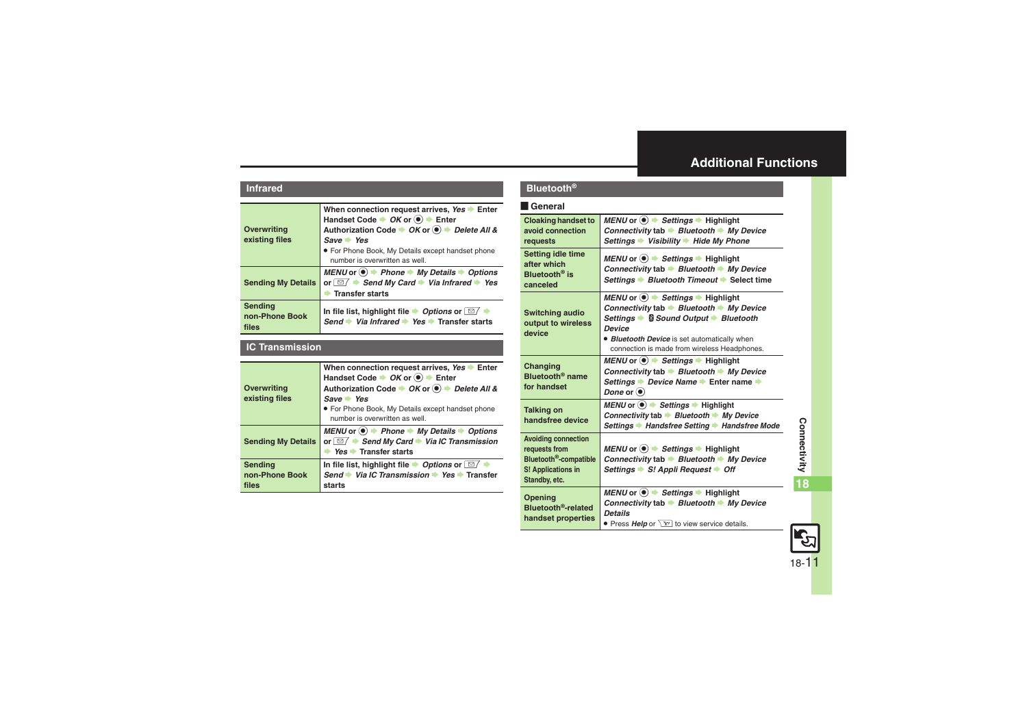# Additional Functions

## Infrared

| | |
|---|---|
| **Overwriting existing files** | When connection request arrives, *Yes* → Enter Handset Code → *OK* or ◉ → Enter Authorization Code → *OK* or ◉ → *Delete All & Save* → *Yes*<br>● For Phone Book, My Details except handset phone number is overwritten as well. |
| **Sending My Details** | *MENU* or ◉ → *Phone* → *My Details* → *Options* or ✉ → *Send My Card* → *Via Infrared* → *Yes* → Transfer starts |
| **Sending non-Phone Book files** | In file list, highlight file → *Options* or ✉ → *Send* → *Via Infrared* → *Yes* → Transfer starts |

## IC Transmission

| | |
|---|---|
| **Overwriting existing files** | When connection request arrives, *Yes* → Enter Handset Code → *OK* or ◉ → Enter Authorization Code → *OK* or ◉ → *Delete All & Save* → *Yes*<br>● For Phone Book, My Details except handset phone number is overwritten as well. |
| **Sending My Details** | *MENU* or ◉ → *Phone* → *My Details* → *Options* or ✉ → *Send My Card* → *Via IC Transmission* → *Yes* → Transfer starts |
| **Sending non-Phone Book files** | In file list, highlight file → *Options* or ✉ → *Send* → *Via IC Transmission* → *Yes* → Transfer starts |

## Bluetooth®

### General

| | |
|---|---|
| **Cloaking handset to avoid connection requests** | *MENU* or ◉ → *Settings* → Highlight *Connectivity* tab → *Bluetooth* → *My Device Settings* → *Visibility* → *Hide My Phone* |
| **Setting idle time after which Bluetooth® is canceled** | *MENU* or ◉ → *Settings* → Highlight *Connectivity* tab → *Bluetooth* → *My Device Settings* → *Bluetooth Timeout* → Select time |
| **Switching audio output to wireless device** | *MENU* or ◉ → *Settings* → Highlight *Connectivity* tab → *Bluetooth* → *My Device Settings* → *Sound Output* → *Bluetooth Device*<br>● *Bluetooth Device* is set automatically when connection is made from wireless Headphones. |
| **Changing Bluetooth® name for handset** | *MENU* or ◉ → *Settings* → Highlight *Connectivity* tab → *Bluetooth* → *My Device Settings* → *Device Name* → Enter name → *Done* or ◉ |
| **Talking on handsfree device** | *MENU* or ◉ → *Settings* → Highlight *Connectivity* tab → *Bluetooth* → *My Device Settings* → *Handsfree Setting* → *Handsfree Mode* |
| **Avoiding connection requests from Bluetooth®-compatible S! Applications in Standby, etc.** | *MENU* or ◉ → *Settings* → Highlight *Connectivity* tab → *Bluetooth* → *My Device Settings* → *S! Appli Request* → *Off* |
| **Opening Bluetooth®-related handset properties** | *MENU* or ◉ → *Settings* → Highlight *Connectivity* tab → *Bluetooth* → *My Device Details*<br>● Press *Help* or Y! to view service details. |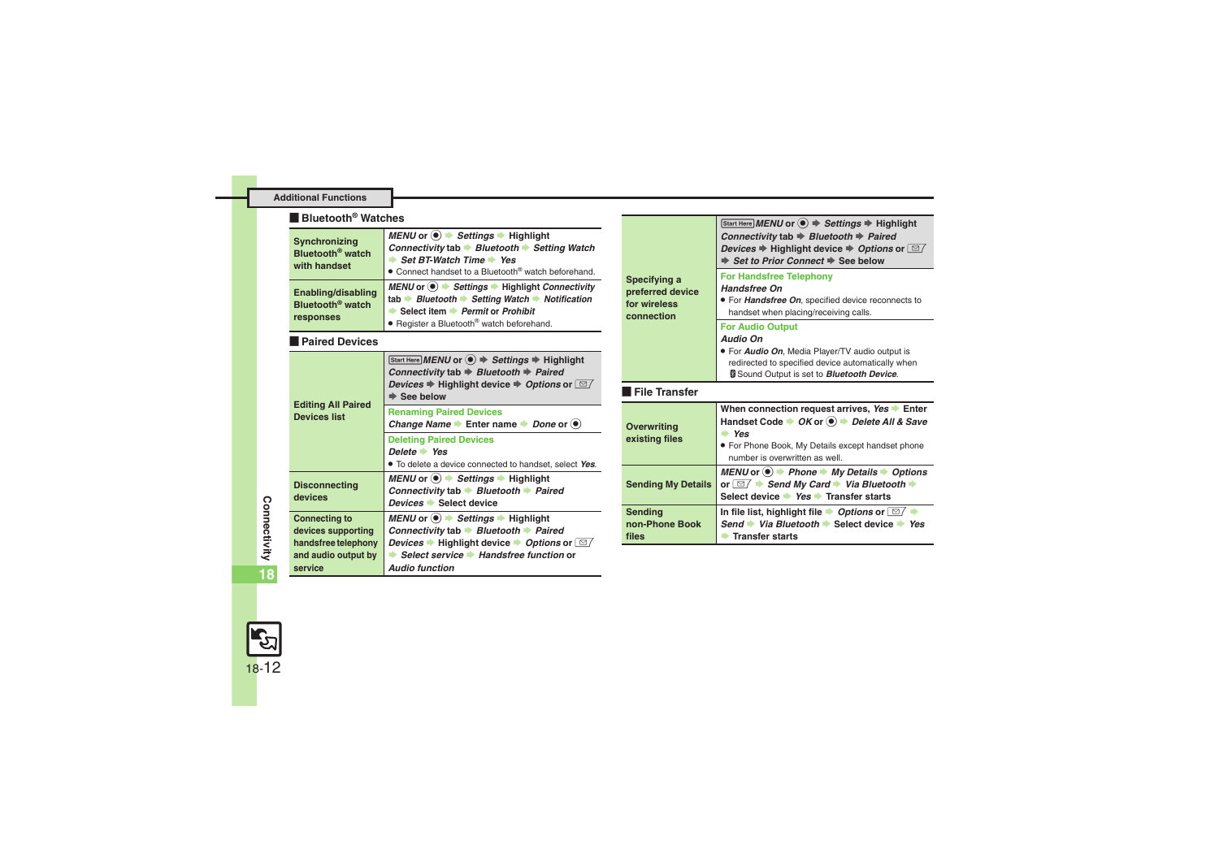## Additional Functions

### Bluetooth® Watches

| | |
|---|---|
| **Synchronizing Bluetooth® watch with handset** | *MENU* or ● ➡ *Settings* ➡ Highlight *Connectivity* tab ➡ *Bluetooth* ➡ *Setting Watch* ➡ *Set BT-Watch Time* ➡ *Yes*<br>● Connect handset to a Bluetooth® watch beforehand. |
| **Enabling/disabling Bluetooth® watch responses** | *MENU* or ● ➡ *Settings* ➡ Highlight *Connectivity* tab ➡ *Bluetooth* ➡ *Setting Watch* ➡ *Notification* ➡ Select item ➡ *Permit* or *Prohibit*<br>● Register a Bluetooth® watch beforehand. |

### Paired Devices

| | |
|---|---|
| **Editing All Paired Devices list** | Start Here *MENU* or ● ➡ *Settings* ➡ Highlight *Connectivity* tab ➡ *Bluetooth* ➡ *Paired Devices* ➡ Highlight device ➡ *Options* or ✉ ➡ See below<br>**Renaming Paired Devices**<br>*Change Name* ➡ Enter name ➡ *Done* or ●<br>**Deleting Paired Devices**<br>*Delete* ➡ *Yes*<br>● To delete a device connected to handset, select *Yes*. |
| **Disconnecting devices** | *MENU* or ● ➡ *Settings* ➡ Highlight *Connectivity* tab ➡ *Bluetooth* ➡ *Paired Devices* ➡ Select device |
| **Connecting to devices supporting handsfree telephony and audio output by service** | *MENU* or ● ➡ *Settings* ➡ Highlight *Connectivity* tab ➡ *Bluetooth* ➡ *Paired Devices* ➡ Highlight device ➡ *Options* or ✉ ➡ *Select service* ➡ *Handsfree function* or *Audio function* |
| **Specifying a preferred device for wireless connection** | Start Here *MENU* or ● ➡ *Settings* ➡ Highlight *Connectivity* tab ➡ *Bluetooth* ➡ *Paired Devices* ➡ Highlight device ➡ *Options* or ✉ ➡ *Set to Prior Connect* ➡ See below<br>**For Handsfree Telephony**<br>*Handsfree On*<br>● For *Handsfree On*, specified device reconnects to handset when placing/receiving calls.<br>**For Audio Output**<br>*Audio On*<br>● For *Audio On*, Media Player/TV audio output is redirected to specified device automatically when Sound Output is set to *Bluetooth Device*. |

### File Transfer

| | |
|---|---|
| **Overwriting existing files** | When connection request arrives, *Yes* ➡ Enter Handset Code ➡ *OK* or ● ➡ *Delete All & Save* ➡ *Yes*<br>● For Phone Book, My Details except handset phone number is overwritten as well. |
| **Sending My Details** | *MENU* or ● ➡ *Phone* ➡ *My Details* ➡ *Options* or ✉ ➡ *Send My Card* ➡ *Via Bluetooth* ➡ Select device ➡ *Yes* ➡ Transfer starts |
| **Sending non-Phone Book files** | In file list, highlight file ➡ *Options* or ✉ ➡ *Send* ➡ *Via Bluetooth* ➡ Select device ➡ *Yes* ➡ Transfer starts |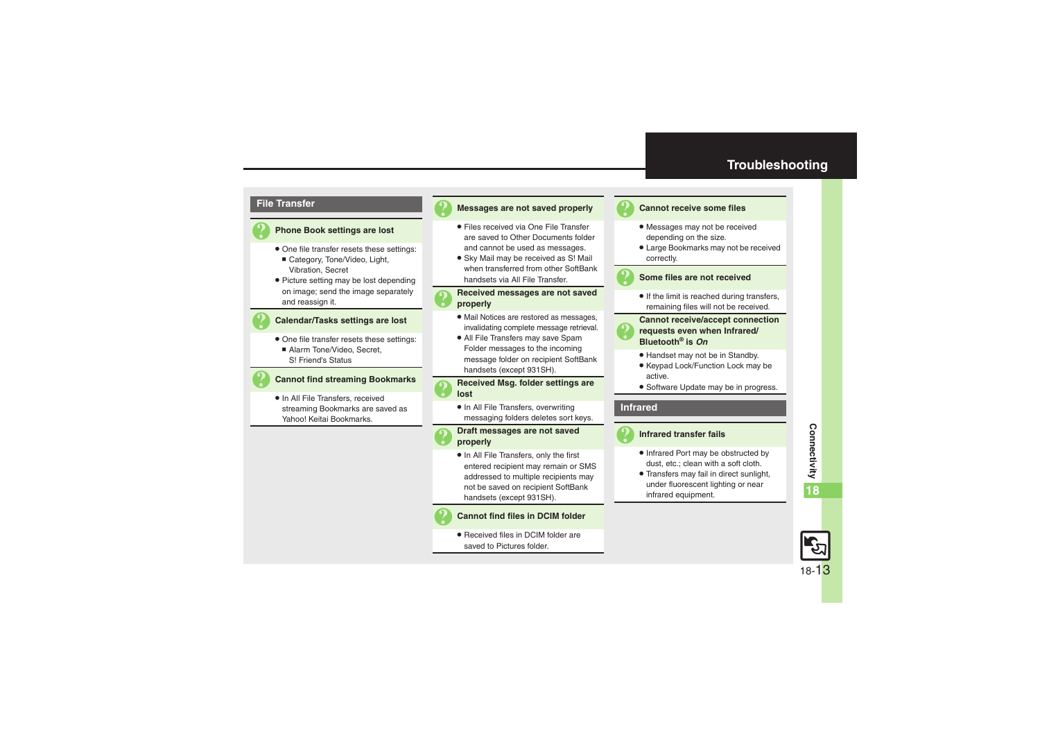# Troubleshooting

## File Transfer

### Phone Book settings are lost

- One file transfer resets these settings:
  - Category, Tone/Video, Light, Vibration, Secret
- Picture setting may be lost depending on image; send the image separately and reassign it.

### Calendar/Tasks settings are lost

- One file transfer resets these settings:
  - Alarm Tone/Video, Secret, S! Friend's Status

### Cannot find streaming Bookmarks

- In All File Transfers, received streaming Bookmarks are saved as Yahoo! Keitai Bookmarks.

### Messages are not saved properly

- Files received via One File Transfer are saved to Other Documents folder and cannot be used as messages.
- Sky Mail may be received as S! Mail when transferred from other SoftBank handsets via All File Transfer.

### Received messages are not saved properly

- Mail Notices are restored as messages, invalidating complete message retrieval.
- All File Transfers may save Spam Folder messages to the incoming message folder on recipient SoftBank handsets (except 931SH).

### Received Msg. folder settings are lost

- In All File Transfers, overwriting messaging folders deletes sort keys.

### Draft messages are not saved properly

- In All File Transfers, only the first entered recipient may remain or SMS addressed to multiple recipients may not be saved on recipient SoftBank handsets (except 931SH).

### Cannot find files in DCIM folder

- Received files in DCIM folder are saved to Pictures folder.

### Cannot receive some files

- Messages may not be received depending on the size.
- Large Bookmarks may not be received correctly.

### Some files are not received

- If the limit is reached during transfers, remaining files will not be received.

### Cannot receive/accept connection requests even when Infrared/Bluetooth® is *On*

- Handset may not be in Standby.
- Keypad Lock/Function Lock may be active.
- Software Update may be in progress.

## Infrared

### Infrared transfer fails

- Infrared Port may be obstructed by dust, etc.; clean with a soft cloth.
- Transfers may fail in direct sunlight, under fluorescent lighting or near infrared equipment.